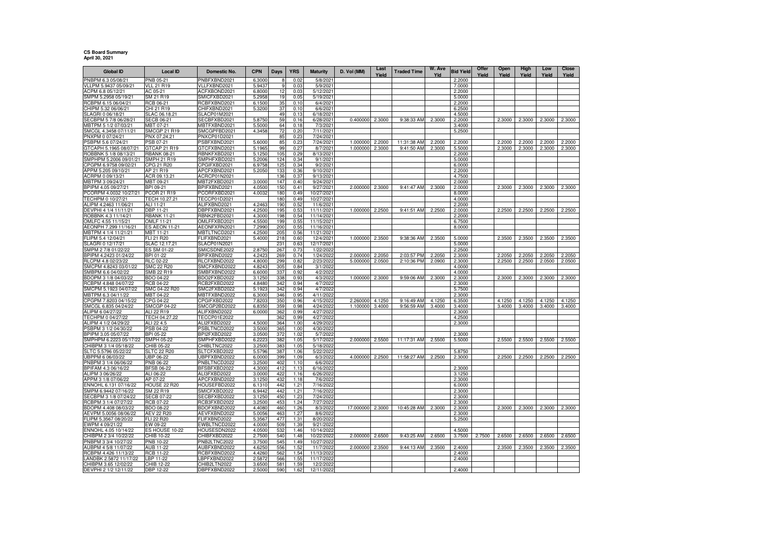**CS Board Summary**
**April 30, 2021**

| Global ID | Local ID | Domestic No. | CPN | Days | YRS | Maturity | D. Vol (MM) | Last Yield | Traded Time | W. Ave Yld | Bid Yield | Offer Yield | Open Yield | High Yield | Low Yield | Close Yield |
|---|---|---|---|---|---|---|---|---|---|---|---|---|---|---|---|---|
| PNBPM 6.3 05/08/21 | PNB 05-21 | PNBFXBND2021 | 6.3000 | 8 | 0.02 | 5/8/2021 | | | | | 2.2000 | | | | | |
| VLLPM 5.9437 05/09/21 | VLL 21 R19 | VLLFXBND2021 | 5.9437 | 9 | 0.03 | 5/9/2021 | | | | | 7.0000 | | | | | |
| ACPM 6.8 05/12/21 | AC 05-21 | ACFXBOND2021 | 6.8000 | 12 | 0.03 | 5/12/2021 | | | | | 2.2000 | | | | | |
| SMPM 5.2958 05/19/21 | SM 21 R19 | SMICFXBD2021 | 5.2958 | 19 | 0.05 | 5/19/2021 | | | | | 5.0000 | | | | | |
| RCBPM 6.15 06/04/21 | RCB 06-21 | RCBFXBND2021 | 6.1500 | 35 | 0.10 | 6/4/2021 | | | | | 2.2000 | | | | | |
| CHIPM 5.32 06/06/21 | CHI 21 R19 | CHIFXBND2021 | 5.3200 | 37 | 0.10 | 6/6/2021 | | | | | 6.2500 | | | | | |
| SLAGRI 0 06/18/21 | SLAC 06.18.21 | SLACP01M2021 | | 49 | 0.13 | 6/18/2021 | | | | | 4.5000 | | | | | |
| SECBPM 5 7/8 06/28/21 | SECB 06-21 | SECBFXBD2021 | 5.8750 | 59 | 0.16 | 6/28/2021 | 0.400000 | 2.3000 | 9:38:33 AM | 2.3000 | 2.2000 | | 2.3000 | 2.3000 | 2.3000 | 2.3000 |
| MBTPM 5 1/2 07/03/21 | MBT 07-21 | MBTFXBND2021 | 5.5000 | 64 | 0.18 | 7/3/2021 | | | | | 3.4000 | | | | | |
| SMCGL 4.3458 07/11/21 | SMCGP 21 R19 | SMCGPFBD2021 | 4.3458 | 72 | 0.20 | 7/11/2021 | | | | | 5.2500 | | | | | |
| PNXPM 0 07/24/21 | PNX 07.24.21 | PNXCP01D2021 | | 85 | 0.23 | 7/24/2021 | | | | | | | | | | |
| PSBPM 5.6 07/24/21 | PSB 07-21 | PSBFXBND2021 | 5.6000 | 85 | 0.23 | 7/24/2021 | 1.000000 | 2.2000 | 11:31:38 AM | 2.2000 | 2.2000 | | 2.2000 | 2.2000 | 2.2000 | 2.2000 |
| GTCAPH 5.1965 08/07/21 | GTCAP 21 R19 | GTCFXBND2021 | 5.1965 | 99 | 0.27 | 8/7/2021 | 1.000000 | 2.3000 | 9:41:50 AM | 2.3000 | 5.5000 | | 2.3000 | 2.3000 | 2.3000 | 2.3000 |
| ROBBNK 5 1/8 08/13/21 | RBANK 08-21 | RBNKFXBD2021 | 5.1250 | 105 | 0.29 | 8/13/2021 | | | | | 2.2000 | | | | | |
| SMPHPM 5.2006 09/01/21 | SMPH 21 R19 | SMPHFXBD2021 | 5.2006 | 124 | 0.34 | 9/1/2021 | | | | | 5.0000 | | | | | |
| CPGPM 6.9758 09/02/21 | CPG 21 R20 | CPGIFXBD2021 | 6.9758 | 125 | 0.34 | 9/2/2021 | | | | | 6.0000 | | | | | |
| APPM 5.205 09/10/21 | AP 21 R19 | APCFXBND2021 | 5.2050 | 133 | 0.36 | 9/10/2021 | | | | | 2.2000 | | | | | |
| ACRPM 0 09/13/21 | ACR 09.13.21 | ACRCP01N2021 | | 136 | 0.37 | 9/13/2021 | | | | | 4.7500 | | | | | |
| MBTPM 3 09/24/21 | MBT 09-21 | MBT2FXBD2021 | 3.0000 | 147 | 0.40 | 9/24/2021 | | | | | 2.0000 | | | | | |
| BPIPM 4.05 09/27/21 | BPI 09-21 | BPIFXBND2021 | 4.0500 | 150 | 0.41 | 9/27/2021 | 2.000000 | 2.3000 | 9:41:47 AM | 2.3000 | 2.0000 | | 2.3000 | 2.3000 | 2.3000 | 2.3000 |
| PCORPM 4.0032 10/27/21 | PCOR 21 R19 | PCORFXBD2021 | 4.0032 | 180 | 0.49 | 10/27/2021 | | | | | 8.0000 | | | | | |
| TECHPM 0 10/27/21 | TECH 10.27.21 | TECCP01D2021 | | 180 | 0.49 | 10/27/2021 | | | | | 4.0000 | | | | | |
| ALIPM 4.2463 11/06/21 | ALI 11-21 | ALIFXBND2021 | 4.2463 | 190 | 0.52 | 11/6/2021 | | | | | 2.2000 | | | | | |
| DEVPHI 4 1/4 11/11/21 | DBP 11-21 | DBPFXBND2021 | 4.2500 | 195 | 0.53 | 11/11/2021 | 1.000000 | 2.2500 | 9:41:51 AM | 2.2500 | 2.0000 | | 2.2500 | 2.2500 | 2.2500 | 2.2500 |
| ROBBNK 4.3 11/14/21 | RBANK 11-21 | RBNK2FBD2021 | 4.3000 | 198 | 0.54 | 11/14/2021 | | | | | 2.2000 | | | | | |
| OMLFC 4.55 11/15/21 | OMLF 11-21 | OMLFFXBD2021 | 4.5500 | 199 | 0.55 | 11/15/2021 | | | | | 6.7500 | | | | | |
| AEONPH 7.299 11/16/21 | ES AEON 11-21 | AEONFXRN2021 | 7.2990 | 200 | 0.55 | 11/16/2021 | | | | | 8.0000 | | | | | |
| MBTPM 4 1/4 11/21/21 | MBT 11-21 | MBTLTNCD2021 | 4.2500 | 205 | 0.56 | 11/21/2021 | | | | | | | | | | |
| FLIPM 5.4 12/04/21 | FLI 21 R20 | FLIFXBND2021 | 5.4000 | 218 | 0.60 | 12/4/2021 | 1.000000 | 2.3500 | 9:38:36 AM | 2.3500 | 5.0000 | | 2.3500 | 2.3500 | 2.3500 | 2.3500 |
| SLAGRI 0 12/17/21 | SLAC 12.17.21 | SLACP01N2021 | | 231 | 0.63 | 12/17/2021 | | | | | 5.0000 | | | | | |
| SMPM 2 7/8 01/22/22 | ES SM 01-22 | SMICSDNE2022 | 2.8750 | 267 | 0.73 | 1/22/2022 | | | | | 2.2500 | | | | | |
| BPIPM 4.2423 01/24/22 | BPI 01-22 | BPIFXBND2022 | 4.2423 | 269 | 0.74 | 1/24/2022 | 2.000000 | 2.2050 | 2:03:57 PM | 2.2050 | 2.3000 | | 2.2050 | 2.2050 | 2.2050 | 2.2050 |
| RLCPM 4.8 02/23/22 | RLC 02-22 | RLCFXBND2022 | 4.8000 | 299 | 0.82 | 2/23/2022 | 5.000000 | 2.0500 | 2:10:36 PM | 2.0900 | 2.3000 | | 2.2500 | 2.2500 | 2.0500 | 2.0500 |
| SMCPM 4.8243 03/01/22 | SMC 22 R20 | SMCFXBND2022 | 4.8243 | 305 | 0.84 | 3/1/2022 | | | | | 4.0000 | | | | | |
| SMBPM 6.6 04/02/22 | SMB 22 R19 | SMBFXBND2022 | 6.6000 | 337 | 0.92 | 4/2/2022 | | | | | 4.0000 | | | | | |
| BDOPM 3 1/8 04/03/22 | BDO 04-22 | BDO2FXBD2022 | 3.1250 | 338 | 0.93 | 4/3/2022 | 1.000000 | 2.3000 | 9:59:06 AM | 2.3000 | 2.3000 | | 2.3000 | 2.3000 | 2.3000 | 2.3000 |
| RCBPM 4.848 04/07/22 | RCB 04-22 | RCB2FXBD2022 | 4.8480 | 342 | 0.94 | 4/7/2022 | | | | | 2.3000 | | | | | |
| SMCPM 5.1923 04/07/22 | SMC 04-22 R20 | SMC2FXBD2022 | 5.1923 | 342 | 0.94 | 4/7/2022 | | | | | 5.7500 | | | | | |
| MBTPM 6.3 04/11/22 | MBT 04-22 | MBTFXBND2022 | 6.3000 | 346 | 0.95 | 4/11/2022 | | | | | 2.3000 | | | | | |
| CPGPM 7.8203 04/15/22 | CPG 04-22 | CPGIFXBD2022 | 7.8203 | 350 | 0.96 | 4/15/2022 | 2.260000 | 4.1250 | 9:16:49 AM | 4.1250 | 6.3500 | | 4.1250 | 4.1250 | 4.1250 | 4.1250 |
| SMCGL 6.835 04/24/22 | SMCGP 04-22 | SMCGP2BD2022 | 6.8350 | 359 | 0.98 | 4/24/2022 | 1.100000 | 3.4000 | 9:56:59 AM | 3.4000 | 3.4000 | | 3.4000 | 3.4000 | 3.4000 | 3.4000 |
| ALIPM 6 04/27/22 | ALI 22 R19 | ALIFXBND2022 | 6.0000 | 362 | 0.99 | 4/27/2022 | | | | | 2.3000 | | | | | |
| TECHPM 0 04/27/22 | TECH 04.27.22 | TECCP01E2022 | | 362 | 0.99 | 4/27/2022 | | | | | 4.2500 | | | | | |
| ALIPM 4 1/2 04/29/22 | ALI 22 4.5 | ALI2FXBD2022 | 4.5000 | 364 | 1.00 | 4/29/2022 | | | | | 2.3000 | | | | | |
| PSBPM 3 1/2 04/30/22 | PSB 04-22 | PSBLTNCD2022 | 3.5000 | 365 | 1.00 | 4/30/2022 | | | | | | | | | | |
| BPIPM 3.05 05/07/22 | BPI 05-22 | BPI2FXBD2022 | 3.0500 | 372 | 1.02 | 5/7/2022 | | | | | 2.3000 | | | | | |
| SMPHPM 6.2223 05/17/22 | SMPH 05-22 | SMPHFXBD2022 | 6.2223 | 382 | 1.05 | 5/17/2022 | 2.000000 | 2.5500 | 11:17:31 AM | 2.5500 | 5.5000 | | 2.5500 | 2.5500 | 2.5500 | 2.5500 |
| CHIBPM 3 1/4 05/18/22 | CHIB 05-22 | CHIBLTNC2022 | 3.2500 | 383 | 1.05 | 5/18/2022 | | | | | | | | | | |
| SLTC 5.5796 05/22/22 | SLTC 22 R20 | SLTCFXBD2022 | 5.5796 | 387 | 1.06 | 5/22/2022 | | | | | 5.8750 | | | | | |
| UBPPM 6 06/03/22 | UBP 06-22 | UBPFXBND2022 | 6.0000 | 399 | 1.09 | 6/3/2022 | 4.000000 | 2.2500 | 11:58:27 AM | 2.2500 | 2.3000 | | 2.2500 | 2.2500 | 2.2500 | 2.2500 |
| PNBPM 3 1/4 06/06/22 | PNB 06-22 | PNBLTNCD2022 | 3.2500 | 402 | 1.10 | 6/6/2022 | | | | | | | | | | |
| BPIFAM 4.3 06/16/22 | BFSB 06-22 | BFSBFXBD2022 | 4.3000 | 412 | 1.13 | 6/16/2022 | | | | | 2.3000 | | | | | |
| ALIPM 3 06/26/22 | ALI 06-22 | ALI3FXBD2022 | 3.0000 | 422 | 1.16 | 6/26/2022 | | | | | 3.1250 | | | | | |
| APPM 3 1/8 07/06/22 | AP 07-22 | APCFXBND2022 | 3.1250 | 432 | 1.18 | 7/6/2022 | | | | | 2.3000 | | | | | |
| ENNOHL 6.131 07/16/22 | HOUSE 22 R20 | HOUSEFBD2022 | 6.1310 | 442 | 1.21 | 7/16/2022 | | | | | 6.0000 | | | | | |
| SMPM 6.9442 07/16/22 | SM 22 R19 | SMICFXBD2022 | 6.9442 | 442 | 1.21 | 7/16/2022 | | | | | 2.3000 | | | | | |
| SECBPM 3 1/8 07/24/22 | SECB 07-22 | SECBFXBD2022 | 3.1250 | 450 | 1.23 | 7/24/2022 | | | | | 2.3000 | | | | | |
| RCBPM 3 1/4 07/27/22 | RCB 07-22 | RCB3FXBD2022 | 3.2500 | 453 | 1.24 | 7/27/2022 | | | | | 2.3000 | | | | | |
| BDOPM 4.408 08/03/22 | BDO 08-22 | BDOFXBND2022 | 4.4080 | 460 | 1.26 | 8/3/2022 | 17.000000 | 2.3000 | 10:45:28 AM | 2.3000 | 2.3000 | | 2.3000 | 2.3000 | 2.3000 | 2.3000 |
| AEVPM 5.0056 08/06/22 | AEV 22 R20 | AEVFXBND2022 | 5.0056 | 463 | 1.27 | 8/6/2022 | | | | | 2.3000 | | | | | |
| FLIPM 5.3567 08/20/22 | FLI 22 R20 | FLIFXBND2022 | 5.3567 | 477 | 1.31 | 8/20/2022 | | | | | 5.2500 | | | | | |
| EWPM 4 09/21/22 | EW 09-22 | EWBLTNCD2022 | 4.0000 | 509 | 1.39 | 9/21/2022 | | | | | | | | | | |
| ENNOHL 4.05 10/14/22 | ES HOUSE 10-22 | HOUSESDN2022 | 4.0500 | 532 | 1.46 | 10/14/2022 | | | | | 4.5000 | | | | | |
| CHIBPM 2 3/4 10/22/22 | CHIB 10-22 | CHIBFXBD2022 | 2.7500 | 540 | 1.48 | 10/22/2022 | 2.000000 | 2.6500 | 9:43:25 AM | 2.6500 | 3.7500 | 2.7500 | 2.6500 | 2.6500 | 2.6500 | 2.6500 |
| PNBPM 3 3/4 10/27/22 | PNB 10-22 | PNB2LTNC2022 | 3.7500 | 545 | 1.49 | 10/27/2022 | | | | | | | | | | |
| AUBPM 4 5/8 11/07/22 | AUB 11-22 | AUBFXBND2022 | 4.6250 | 556 | 1.52 | 11/7/2022 | 2.000000 | 2.3500 | 9:44:13 AM | 2.3500 | 2.4000 | | 2.3500 | 2.3500 | 2.3500 | 2.3500 |
| RCBPM 4.426 11/13/22 | RCB 11-22 | RCBFXBND2022 | 4.4260 | 562 | 1.54 | 11/13/2022 | | | | | 2.4000 | | | | | |
| LANDBK 2.5872 11/17/22 | LBP 11-22 | LBPFXBND2022 | 2.5872 | 566 | 1.55 | 11/17/2022 | | | | | 2.4000 | | | | | |
| CHIBPM 3.65 12/02/22 | CHIB 12-22 | CHIB2LTN2022 | 3.6500 | 581 | 1.59 | 12/2/2022 | | | | | | | | | | |
| DEVPHI 2 1/2 12/11/22 | DBP 12-22 | DBPFXBND2022 | 2.5000 | 590 | 1.62 | 12/11/2022 | | | | | 2.4000 | | | | | |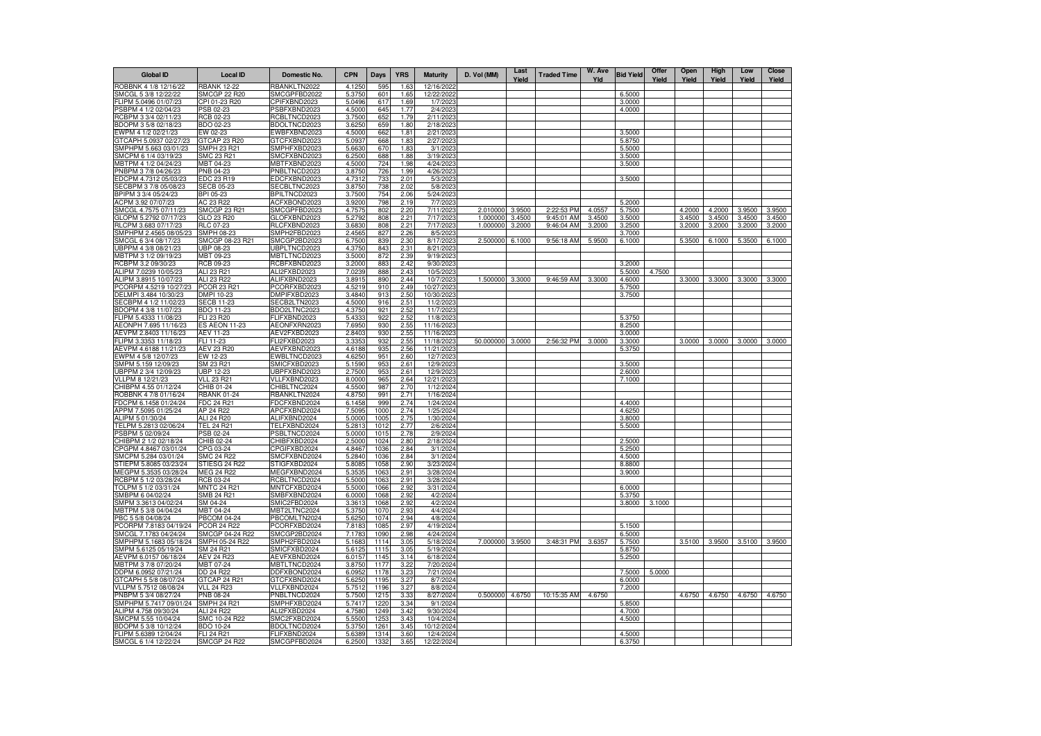| Global ID | Local ID | Domestic No. | CPN | Days | YRS | Maturity | D. Vol (MM) | Last Yield | Traded Time | W. Ave Yld | Bid Yield | Offer Yield | Open Yield | High Yield | Low Yield | Close Yield |
|---|---|---|---|---|---|---|---|---|---|---|---|---|---|---|---|---|
| ROBBNK 4 1/8 12/16/22 | RBANK 12-22 | RBANKLTN2022 | 4.1250 | 595 | 1.63 | 12/16/2022 | | | | | | | | | | |
| SMCGL 5 3/8 12/22/22 | SMCGP 22 R20 | SMCGPFBD2022 | 5.3750 | 601 | 1.65 | 12/22/2022 | | | | | 6.5000 | | | | | |
| FLIPM 5.0496 01/07/23 | CPI 01-23 R20 | CPIFXBND2023 | 5.0496 | 617 | 1.69 | 1/7/2023 | | | | | 3.0000 | | | | | |
| PSBPM 4 1/2 02/04/23 | PSB 02-23 | PSBFXBND2023 | 4.5000 | 645 | 1.77 | 2/4/2023 | | | | | 4.0000 | | | | | |
| RCBPM 3 3/4 02/11/23 | RCB 02-23 | RCBLTNCD2023 | 3.7500 | 652 | 1.79 | 2/11/2023 | | | | | | | | | | |
| BDOPM 3 5/8 02/18/23 | BDO 02-23 | BDOLTNCD2023 | 3.6250 | 659 | 1.80 | 2/18/2023 | | | | | | | | | | |
| EWPM 4 1/2 02/21/23 | EW 02-23 | EWBFXBND2023 | 4.5000 | 662 | 1.81 | 2/21/2023 | | | | | 3.5000 | | | | | |
| GTCAPH 5.0937 02/27/23 | GTCAP 23 R20 | GTCFXBND2023 | 5.0937 | 668 | 1.83 | 2/27/2023 | | | | | 5.8750 | | | | | |
| SMPHPM 5.663 03/01/23 | SMPH 23 R21 | SMPHFXBD2023 | 5.6630 | 670 | 1.83 | 3/1/2023 | | | | | 5.5000 | | | | | |
| SMCPM 6 1/4 03/19/23 | SMC 23 R21 | SMCFXBND2023 | 6.2500 | 688 | 1.88 | 3/19/2023 | | | | | 3.5000 | | | | | |
| MBTPM 4 1/2 04/24/23 | MBT 04-23 | MBTFXBND2023 | 4.5000 | 724 | 1.98 | 4/24/2023 | | | | | 3.5000 | | | | | |
| PNBPM 3 7/8 04/26/23 | PNB 04-23 | PNBLTNCD2023 | 3.8750 | 726 | 1.99 | 4/26/2023 | | | | | | | | | | |
| EDCPM 4.7312 05/03/23 | EDC 23 R19 | EDCFXBND2023 | 4.7312 | 733 | 2.01 | 5/3/2023 | | | | | 3.5000 | | | | | |
| SECBPM 3 7/8 05/08/23 | SECB 05-23 | SECBLTNC2023 | 3.8750 | 738 | 2.02 | 5/8/2023 | | | | | | | | | | |
| BPIPM 3 3/4 05/24/23 | BPI 05-23 | BPILTNCD2023 | 3.7500 | 754 | 2.06 | 5/24/2023 | | | | | | | | | | |
| ACPM 3.92 07/07/23 | AC 23 R22 | ACFXBOND2023 | 3.9200 | 798 | 2.19 | 7/7/2023 | | | | | 5.2000 | | | | | |
| SMCGL 4.7575 07/11/23 | SMCGP 23 R21 | SMCGPFBD2023 | 4.7575 | 802 | 2.20 | 7/11/2023 | 2.010000 | 3.9500 | 2:22:53 PM | 4.0557 | 5.7500 | | 4.2000 | 4.2000 | 3.9500 | 3.9500 |
| GLOPM 5.2792 07/17/23 | GLO 23 R20 | GLOFXBND2023 | 5.2792 | 808 | 2.21 | 7/17/2023 | 1.000000 | 3.4500 | 9:45:01 AM | 3.4500 | 3.5000 | | 3.4500 | 3.4500 | 3.4500 | 3.4500 |
| RLCPM 3.683 07/17/23 | RLC 07-23 | RLCFXBND2023 | 3.6830 | 808 | 2.21 | 7/17/2023 | 1.000000 | 3.2000 | 9:46:04 AM | 3.2000 | 3.2500 | | 3.2000 | 3.2000 | 3.2000 | 3.2000 |
| SMPHPM 2.4565 08/05/23 | SMPH 08-23 | SMPH2FBD2023 | 2.4565 | 827 | 2.26 | 8/5/2023 | | | | | 3.7000 | | | | | |
| SMCGL 6 3/4 08/17/23 | SMCGP 08-23 R21 | SMCGP2BD2023 | 6.7500 | 839 | 2.30 | 8/17/2023 | 2.500000 | 6.1000 | 9:56:18 AM | 5.9500 | 6.1000 | | 5.3500 | 6.1000 | 5.3500 | 6.1000 |
| UBPPM 4 3/8 08/21/23 | UBP 08-23 | UBPLTNCD2023 | 4.3750 | 843 | 2.31 | 8/21/2023 | | | | | | | | | | |
| MBTPM 3 1/2 09/19/23 | MBT 09-23 | MBTLTNCD2023 | 3.5000 | 872 | 2.39 | 9/19/2023 | | | | | | | | | | |
| RCBPM 3.2 09/30/23 | RCB 09-23 | RCBFXBND2023 | 3.2000 | 883 | 2.42 | 9/30/2023 | | | | | 3.2000 | | | | | |
| ALIPM 7.0239 10/05/23 | ALI 23 R21 | ALI2FXBD2023 | 7.0239 | 888 | 2.43 | 10/5/2023 | | | | | 5.5000 | 4.7500 | | | | |
| ALIPM 3.8915 10/07/23 | ALI 23 R22 | ALIFXBND2023 | 3.8915 | 890 | 2.44 | 10/7/2023 | 1.500000 | 3.3000 | 9:46:59 AM | 3.3000 | 4.6000 | | 3.3000 | 3.3000 | 3.3000 | 3.3000 |
| PCORPM 4.5219 10/27/23 | PCOR 23 R21 | PCORFXBD2023 | 4.5219 | 910 | 2.49 | 10/27/2023 | | | | | 5.7500 | | | | | |
| DELMPI 3.484 10/30/23 | DMPI 10-23 | DMPIFXBD2023 | 3.4840 | 913 | 2.50 | 10/30/2023 | | | | | 3.7500 | | | | | |
| SECBPM 4 1/2 11/02/23 | SECB 11-23 | SECB2LTN2023 | 4.5000 | 916 | 2.51 | 11/2/2023 | | | | | | | | | | |
| BDOPM 4 3/8 11/07/23 | BDO 11-23 | BDO2LTNC2023 | 4.3750 | 921 | 2.52 | 11/7/2023 | | | | | | | | | | |
| FLIPM 5.4333 11/08/23 | FLI 23 R20 | FLIFXBND2023 | 5.4333 | 922 | 2.52 | 11/8/2023 | | | | | 5.3750 | | | | | |
| AEONPH 7.695 11/16/23 | ES AEON 11-23 | AEONFXRN2023 | 7.6950 | 930 | 2.55 | 11/16/2023 | | | | | 8.2500 | | | | | |
| AEVPM 2.8403 11/16/23 | AEV 11-23 | AEV2FXBD2023 | 2.8403 | 930 | 2.55 | 11/16/2023 | | | | | 3.0000 | | | | | |
| FLIPM 3.3353 11/18/23 | FLI 11-23 | FLI2FXBD2023 | 3.3353 | 932 | 2.55 | 11/18/2023 | 50.000000 | 3.0000 | 2:56:32 PM | 3.0000 | 3.3000 | | 3.0000 | 3.0000 | 3.0000 | 3.0000 |
| AEVPM 4.6188 11/21/23 | AEV 23 R20 | AEVFXBND2023 | 4.6188 | 935 | 2.56 | 11/21/2023 | | | | | 5.3750 | | | | | |
| EWPM 4 5/8 12/07/23 | EW 12-23 | EWBLTNCD2023 | 4.6250 | 951 | 2.60 | 12/7/2023 | | | | | | | | | | |
| SMPM 5.159 12/09/23 | SM 23 R21 | SMICFXBD2023 | 5.1590 | 953 | 2.61 | 12/9/2023 | | | | | 3.5000 | | | | | |
| UBPPM 2 3/4 12/09/23 | UBP 12-23 | UBPFXBND2023 | 2.7500 | 953 | 2.61 | 12/9/2023 | | | | | 2.6000 | | | | | |
| VLLPM 8 12/21/23 | VLL 23 R21 | VLLFXBND2023 | 8.0000 | 965 | 2.64 | 12/21/2023 | | | | | 7.1000 | | | | | |
| CHIBPM 4.55 01/12/24 | CHIB 01-24 | CHIBLTNC2024 | 4.5500 | 987 | 2.70 | 1/12/2024 | | | | | | | | | | |
| ROBBNK 4 7/8 01/16/24 | RBANK 01-24 | RBANKLTN2024 | 4.8750 | 991 | 2.71 | 1/16/2024 | | | | | | | | | | |
| FDCPM 6.1458 01/24/24 | FDC 24 R21 | FDCFXBND2024 | 6.1458 | 999 | 2.74 | 1/24/2024 | | | | | 4.4000 | | | | | |
| APPM 7.5095 01/25/24 | AP 24 R22 | APCFXBND2024 | 7.5095 | 1000 | 2.74 | 1/25/2024 | | | | | 4.6250 | | | | | |
| ALIPM 5 01/30/24 | ALI 24 R20 | ALIFXBND2024 | 5.0000 | 1005 | 2.75 | 1/30/2024 | | | | | 3.8000 | | | | | |
| TELPM 5.2813 02/06/24 | TEL 24 R21 | TELFXBND2024 | 5.2813 | 1012 | 2.77 | 2/6/2024 | | | | | 5.5000 | | | | | |
| PSBPM 5 02/09/24 | PSB 02-24 | PSBLTNCD2024 | 5.0000 | 1015 | 2.78 | 2/9/2024 | | | | | | | | | | |
| CHIBPM 2 1/2 02/18/24 | CHIB 02-24 | CHIBFXBD2024 | 2.5000 | 1024 | 2.80 | 2/18/2024 | | | | | 2.5000 | | | | | |
| CPGPM 4.8467 03/01/24 | CPG 03-24 | CPGIFXBD2024 | 4.8467 | 1036 | 2.84 | 3/1/2024 | | | | | 5.2500 | | | | | |
| SMCPM 5.284 03/01/24 | SMC 24 R22 | SMCFXBND2024 | 5.2840 | 1036 | 2.84 | 3/1/2024 | | | | | 4.5000 | | | | | |
| STIEPM 5.8085 03/23/24 | STIESG 24 R22 | STIGFXBD2024 | 5.8085 | 1058 | 2.90 | 3/23/2024 | | | | | 8.8800 | | | | | |
| MEGPM 5.3535 03/28/24 | MEG 24 R22 | MEGFXBND2024 | 5.3535 | 1063 | 2.91 | 3/28/2024 | | | | | 3.9000 | | | | | |
| RCBPM 5 1/2 03/28/24 | RCB 03-24 | RCBLTNCD2024 | 5.5000 | 1063 | 2.91 | 3/28/2024 | | | | | | | | | | |
| TOLPM 5 1/2 03/31/24 | MNTC 24 R21 | MNTCFXBD2024 | 5.5000 | 1066 | 2.92 | 3/31/2024 | | | | | 6.0000 | | | | | |
| SMBPM 6 04/02/24 | SMB 24 R21 | SMBFXBND2024 | 6.0000 | 1068 | 2.92 | 4/2/2024 | | | | | 5.3750 | | | | | |
| SMPM 3.3613 04/02/24 | SM 04-24 | SMIC2FBD2024 | 3.3613 | 1068 | 2.92 | 4/2/2024 | | | | | 3.8000 | 3.1000 | | | | |
| MBTPM 5 3/8 04/04/24 | MBT 04-24 | MBT2LTNC2024 | 5.3750 | 1070 | 2.93 | 4/4/2024 | | | | | | | | | | |
| PBC 5 5/8 04/08/24 | PBCOM 04-24 | PBCOMLTN2024 | 5.6250 | 1074 | 2.94 | 4/8/2024 | | | | | | | | | | |
| PCORPM 7.8183 04/19/24 | PCOR 24 R22 | PCORFXBD2024 | 7.8183 | 1085 | 2.97 | 4/19/2024 | | | | | 5.1500 | | | | | |
| SMCGL 7.1783 04/24/24 | SMCGP 04-24 R22 | SMCGP2BD2024 | 7.1783 | 1090 | 2.98 | 4/24/2024 | | | | | 6.5000 | | | | | |
| SMPHPM 5.1683 05/18/24 | SMPH 05-24 R22 | SMPH2FBD2024 | 5.1683 | 1114 | 3.05 | 5/18/2024 | 7.000000 | 3.9500 | 3:48:31 PM | 3.6357 | 5.7500 | | 3.5100 | 3.9500 | 3.5100 | 3.9500 |
| SMPM 5.6125 05/19/24 | SM 24 R21 | SMICFXBD2024 | 5.6125 | 1115 | 3.05 | 5/19/2024 | | | | | 5.8750 | | | | | |
| AEVPM 6.0157 06/18/24 | AEV 24 R23 | AEVFXBND2024 | 6.0157 | 1145 | 3.14 | 6/18/2024 | | | | | 5.2500 | | | | | |
| MBTPM 3 7/8 07/20/24 | MBT 07-24 | MBTLTNCD2024 | 3.8750 | 1177 | 3.22 | 7/20/2024 | | | | | | | | | | |
| DDPM 6.0952 07/21/24 | DD 24 R22 | DDFXBOND2024 | 6.0952 | 1178 | 3.23 | 7/21/2024 | | | | | 7.5000 | 5.0000 | | | | |
| GTCAPH 5 5/8 08/07/24 | GTCAP 24 R21 | GTCFXBND2024 | 5.6250 | 1195 | 3.27 | 8/7/2024 | | | | | 6.0000 | | | | | |
| VLLPM 5.7512 08/08/24 | VLL 24 R23 | VLLFXBND2024 | 5.7512 | 1196 | 3.27 | 8/8/2024 | | | | | 7.2000 | | | | | |
| PNBPM 5 3/4 08/27/24 | PNB 08-24 | PNBLTNCD2024 | 5.7500 | 1215 | 3.33 | 8/27/2024 | 0.500000 | 4.6750 | 10:15:35 AM | 4.6750 | | | 4.6750 | 4.6750 | 4.6750 | 4.6750 |
| SMPHPM 5.7417 09/01/24 | SMPH 24 R21 | SMPHFXBD2024 | 5.7417 | 1220 | 3.34 | 9/1/2024 | | | | | 5.8500 | | | | | |
| ALIPM 4.758 09/30/24 | ALI 24 R22 | ALI2FXBD2024 | 4.7580 | 1249 | 3.42 | 9/30/2024 | | | | | 4.7000 | | | | | |
| SMCPM 5.55 10/04/24 | SMC 10-24 R22 | SMC2FXBD2024 | 5.5500 | 1253 | 3.43 | 10/4/2024 | | | | | 4.5000 | | | | | |
| BDOPM 5 3/8 10/12/24 | BDO 10-24 | BDOLTNCD2024 | 5.3750 | 1261 | 3.45 | 10/12/2024 | | | | | | | | | | |
| FLIPM 5.6389 12/04/24 | FLI 24 R21 | FLIFXBND2024 | 5.6389 | 1314 | 3.60 | 12/4/2024 | | | | | 4.5000 | | | | | |
| SMCGL 6 1/4 12/22/24 | SMCGP 24 R22 | SMCGPFBD2024 | 6.2500 | 1332 | 3.65 | 12/22/2024 | | | | | 6.3750 | | | | | |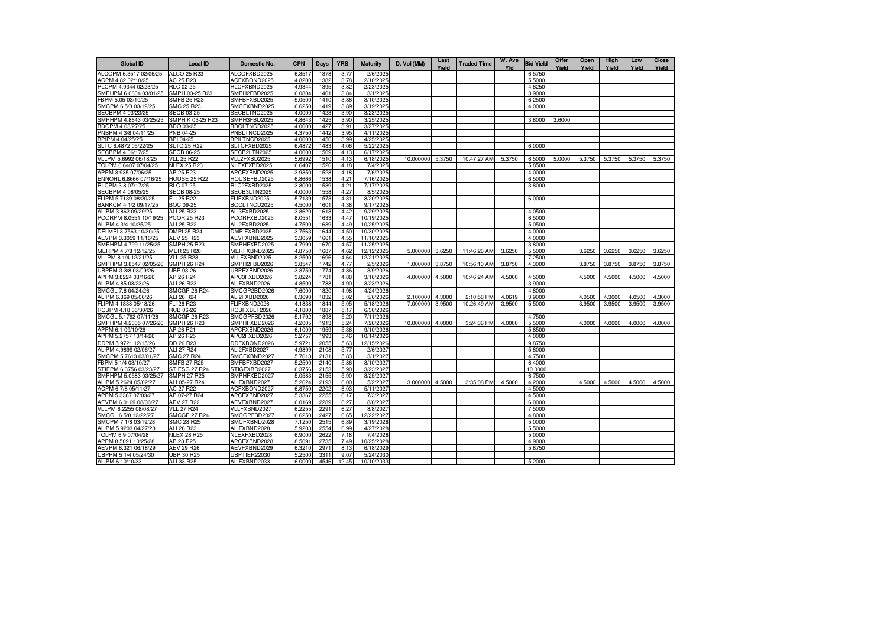| Global ID | Local ID | Domestic No. | CPN | Days | YRS | Maturity | D. Vol (MM) | Last Yield | Traded Time | W. Ave Yld | Bid Yield | Offer Yield | Open Yield | High Yield | Low Yield | Close Yield |
|---|---|---|---|---|---|---|---|---|---|---|---|---|---|---|---|---|
| ALCOPM 6.3517 02/06/25 | ALCO 25 R23 | ALCOFXBD2025 | 6.3517 | 1378 | 3.77 | 2/6/2025 | | | | | 6.5750 | | | | | |
| ACPM 4.82 02/10/25 | AC 25 R23 | ACFXBOND2025 | 4.8200 | 1382 | 3.78 | 2/10/2025 | | | | | 5.5000 | | | | | |
| RLCPM 4.9344 02/23/25 | RLC 02-25 | RLCFXBND2025 | 4.9344 | 1395 | 3.82 | 2/23/2025 | | | | | 4.6250 | | | | | |
| SMPHPM 6.0804 03/01/25 | SMPH 03-25 R23 | SMPH2FBD2025 | 6.0804 | 1401 | 3.84 | 3/1/2025 | | | | | 3.9000 | | | | | |
| FBPM 5.05 03/10/25 | SMFB 25 R23 | SMFBFXBD2025 | 5.0500 | 1410 | 3.86 | 3/10/2025 | | | | | 6.2500 | | | | | |
| SMCPM 6 5/8 03/19/25 | SMC 25 R23 | SMCFXBND2025 | 6.6250 | 1419 | 3.89 | 3/19/2025 | | | | | 4.0000 | | | | | |
| SECBPM 4 03/23/25 | SECB 03-25 | SECBLTNC2025 | 4.0000 | 1423 | 3.90 | 3/23/2025 | | | | | | | | | | |
| SMPHPM 4.8643 03/25/25 | SMPH K 03-25 R23 | SMPH3FBD2025 | 4.8643 | 1425 | 3.90 | 3/25/2025 | | | | | 3.8000 | 3.6000 | | | | |
| BDOPM 4 03/27/25 | BDO 03-25 | BDOLTNCD2025 | 4.0000 | 1427 | 3.91 | 3/27/2025 | | | | | | | | | | |
| PNBPM 4 3/8 04/11/25 | PNB 04-25 | PNBLTNCD2025 | 4.3750 | 1442 | 3.95 | 4/11/2025 | | | | | | | | | | |
| BPIPM 4 04/25/25 | BPI 04-25 | BPILTNCD2025 | 4.0000 | 1456 | 3.99 | 4/25/2025 | | | | | | | | | | |
| SLTC 6.4872 05/22/25 | SLTC 25 R22 | SLTCFXBD2025 | 6.4872 | 1483 | 4.06 | 5/22/2025 | | | | | 6.0000 | | | | | |
| SECBPM 4 06/17/25 | SECB 06-25 | SECB2LTN2025 | 4.0000 | 1509 | 4.13 | 6/17/2025 | | | | | | | | | | |
| VLLPM 5.6992 06/18/25 | VLL 25 R22 | VLL2FXBD2025 | 5.6992 | 1510 | 4.13 | 6/18/2025 | 10.000000 | 5.3750 | 10:47:27 AM | 5.3750 | 6.5000 | 5.0000 | 5.3750 | 5.3750 | 5.3750 | 5.3750 |
| TOLPM 6.6407 07/04/25 | NLEX 25 R23 | NLEXFXBD2025 | 6.6407 | 1526 | 4.18 | 7/4/2025 | | | | | 5.8500 | | | | | |
| APPM 3.935 07/06/25 | AP 25 R23 | APCFXBND2025 | 3.9350 | 1528 | 4.18 | 7/6/2025 | | | | | 4.0000 | | | | | |
| ENNOHL 6.8666 07/16/25 | HOUSE 25 R22 | HOUSEFBD2025 | 6.8666 | 1538 | 4.21 | 7/16/2025 | | | | | 6.5000 | | | | | |
| RLCPM 3.8 07/17/25 | RLC 07-25 | RLC2FXBD2025 | 3.8000 | 1539 | 4.21 | 7/17/2025 | | | | | 3.8000 | | | | | |
| SECBPM 4 08/05/25 | SECB 08-25 | SECB3LTN2025 | 4.0000 | 1558 | 4.27 | 8/5/2025 | | | | | | | | | | |
| FLIPM 5.7139 08/20/25 | FLI 25 R22 | FLIFXBND2025 | 5.7139 | 1573 | 4.31 | 8/20/2025 | | | | | 6.0000 | | | | | |
| BANKCM 4 1/2 09/17/25 | BOC 09-25 | BOCLTNCD2025 | 4.5000 | 1601 | 4.38 | 9/17/2025 | | | | | | | | | | |
| ALIPM 3.862 09/29/25 | ALI 25 R23 | ALI3FXBD2025 | 3.8620 | 1613 | 4.42 | 9/29/2025 | | | | | 4.0500 | | | | | |
| PCORPM 8.0551 10/19/25 | PCOR 25 R23 | PCORFXBD2025 | 8.0551 | 1633 | 4.47 | 10/19/2025 | | | | | 6.5000 | | | | | |
| ALIPM 4 3/4 10/25/25 | ALI 25 R22 | ALI2FXBD2025 | 4.7500 | 1639 | 4.49 | 10/25/2025 | | | | | 5.0500 | | | | | |
| DELMPI 3.7563 10/30/25 | DMPI 25 R24 | DMPIFXBD2025 | 3.7563 | 1644 | 4.50 | 10/30/2025 | | | | | 4.0000 | | | | | |
| AEVPM 3.3059 11/16/25 | AEV 25 R23 | AEVFXBND2025 | 3.3059 | 1661 | 4.55 | 11/16/2025 | | | | | 4.0000 | | | | | |
| SMPHPM 4.799 11/25/25 | SMPH 25 R23 | SMPHFXBD2025 | 4.7990 | 1670 | 4.57 | 11/25/2025 | | | | | 3.8000 | | | | | |
| MERPM 4 7/8 12/12/25 | MER 25 R20 | MERFXBND2025 | 4.8750 | 1687 | 4.62 | 12/12/2025 | 5.000000 | 3.6250 | 11:46:26 AM | 3.6250 | 5.5000 | | 3.6250 | 3.6250 | 3.6250 | 3.6250 |
| VLLPM 8 1/4 12/21/25 | VLL 25 R23 | VLLFXBND2025 | 8.2500 | 1696 | 4.64 | 12/21/2025 | | | | | 7.2500 | | | | | |
| SMPHPM 3.8547 02/05/26 | SMPH 26 R24 | SMPH2FBD2026 | 3.8547 | 1742 | 4.77 | 2/5/2026 | 1.000000 | 3.8750 | 10:56:10 AM | 3.8750 | 4.3000 | | 3.8750 | 3.8750 | 3.8750 | 3.8750 |
| UBPPM 3 3/8 03/09/26 | UBP 03-26 | UBPFXBND2026 | 3.3750 | 1774 | 4.86 | 3/9/2026 | | | | | | | | | | |
| APPM 3.8224 03/16/26 | AP 26 R24 | APC3FXBD2026 | 3.8224 | 1781 | 4.88 | 3/16/2026 | 4.000000 | 4.5000 | 10:46:24 AM | 4.5000 | 4.5000 | | 4.5000 | 4.5000 | 4.5000 | 4.5000 |
| ALIPM 4.85 03/23/26 | ALI 26 R23 | ALIFXBND2026 | 4.8500 | 1788 | 4.90 | 3/23/2026 | | | | | 3.9000 | | | | | |
| SMCGL 7.6 04/24/26 | SMCGP 26 R24 | SMCGP2BD2026 | 7.6000 | 1820 | 4.98 | 4/24/2026 | | | | | 4.8000 | | | | | |
| ALIPM 6.369 05/06/26 | ALI 26 R24 | ALI2FXBD2026 | 6.3690 | 1832 | 5.02 | 5/6/2026 | 2.100000 | 4.3000 | 2:10:58 PM | 4.0619 | 3.9000 | | 4.0500 | 4.3000 | 4.0500 | 4.3000 |
| FLIPM 4.1838 05/18/26 | FLI 26 R23 | FLIFXBND2026 | 4.1838 | 1844 | 5.05 | 5/18/2026 | 7.000000 | 3.9500 | 10:26:49 AM | 3.9500 | 5.5000 | | 3.9500 | 3.9500 | 3.9500 | 3.9500 |
| RCBPM 4.18 06/30/26 | RCB 06-26 | RCBFXBLT2026 | 4.1800 | 1887 | 5.17 | 6/30/2026 | | | | | | | | | | |
| SMCGL 5.1792 07/11/26 | SMCGP 26 R23 | SMCGPFBD2026 | 5.1792 | 1898 | 5.20 | 7/11/2026 | | | | | 4.7500 | | | | | |
| SMPHPM 4.2005 07/26/26 | SMPH 26 R23 | SMPHFXBD2026 | 4.2005 | 1913 | 5.24 | 7/26/2026 | 10.000000 | 4.0000 | 3:24:36 PM | 4.0000 | 5.5000 | | 4.0000 | 4.0000 | 4.0000 | 4.0000 |
| APPM 6.1 09/10/26 | AP 26 R21 | APCFXBND2026 | 6.1000 | 1959 | 5.36 | 9/10/2026 | | | | | 5.8500 | | | | | |
| APPM 5.2757 10/14/26 | AP 26 R25 | APC2FXBD2026 | 5.2757 | 1993 | 5.46 | 10/14/2026 | | | | | 4.0000 | | | | | |
| DDPM 5.9721 12/15/26 | DD 26 R23 | DDFXBOND2026 | 5.9721 | 2055 | 5.63 | 12/15/2026 | | | | | 9.8750 | | | | | |
| ALIPM 4.9899 02/06/27 | ALI 27 R24 | ALI2FXBD2027 | 4.9899 | 2108 | 5.77 | 2/6/2027 | | | | | 5.8000 | | | | | |
| SMCPM 5.7613 03/01/27 | SMC 27 R24 | SMCFXBND2027 | 5.7613 | 2131 | 5.83 | 3/1/2027 | | | | | 4.7500 | | | | | |
| FBPM 5 1/4 03/10/27 | SMFB 27 R25 | SMFBFXBD2027 | 5.2500 | 2140 | 5.86 | 3/10/2027 | | | | | 6.4000 | | | | | |
| STIEPM 6.3756 03/23/27 | STIESG 27 R24 | STIGFXBD2027 | 6.3756 | 2153 | 5.90 | 3/23/2027 | | | | | 10.0000 | | | | | |
| SMPHPM 5.0583 03/25/27 | SMPH 27 R25 | SMPHFXBD2027 | 5.0583 | 2155 | 5.90 | 3/25/2027 | | | | | 6.7500 | | | | | |
| ALIPM 5.2624 05/02/27 | ALI 05-27 R24 | ALIFXBND2027 | 5.2624 | 2193 | 6.00 | 5/2/2027 | 3.000000 | 4.5000 | 3:35:08 PM | 4.5000 | 4.2000 | | 4.5000 | 4.5000 | 4.5000 | 4.5000 |
| ACPM 6 7/8 05/11/27 | AC 27 R22 | ACFXBOND2027 | 6.8750 | 2202 | 6.03 | 5/11/2027 | | | | | 4.5000 | | | | | |
| APPM 5.3367 07/03/27 | AP 07-27 R24 | APCFXBND2027 | 5.3367 | 2255 | 6.17 | 7/3/2027 | | | | | 4.5000 | | | | | |
| AEVPM 6.0169 08/06/27 | AEV 27 R22 | AEVFXBND2027 | 6.0169 | 2289 | 6.27 | 8/6/2027 | | | | | 6.0000 | | | | | |
| VLLPM 6.2255 08/08/27 | VLL 27 R24 | VLLFXBND2027 | 6.2255 | 2291 | 6.27 | 8/8/2027 | | | | | 7.5000 | | | | | |
| SMCGL 6 5/8 12/22/27 | SMCGP 27 R24 | SMCGPFBD2027 | 6.6250 | 2427 | 6.65 | 12/22/2027 | | | | | 4.8000 | | | | | |
| SMCPM 7 1/8 03/19/28 | SMC 28 R25 | SMCFXBND2028 | 7.1250 | 2515 | 6.89 | 3/19/2028 | | | | | 5.0000 | | | | | |
| ALIPM 5.9203 04/27/28 | ALI 28 R23 | ALIFXBND2028 | 5.9203 | 2554 | 6.99 | 4/27/2028 | | | | | 5.5000 | | | | | |
| TOLPM 6.9 07/04/28 | NLEX 28 R25 | NLEXFXBD2028 | 6.9000 | 2622 | 7.18 | 7/4/2028 | | | | | 5.0000 | | | | | |
| APPM 8.5091 10/25/28 | AP 28 R25 | APCFXBND2028 | 8.5091 | 2735 | 7.49 | 10/25/2028 | | | | | 4.9000 | | | | | |
| AEVPM 6.321 06/18/29 | AEV 29 R26 | AEVFXBND2029 | 6.3210 | 2971 | 8.13 | 6/18/2029 | | | | | 5.8750 | | | | | |
| UBPPM 5 1/4 05/24/30 | UBP 30 R25 | UBPTIER22030 | 5.2500 | 3311 | 9.07 | 5/24/2030 | | | | | | | | | | |
| ALIPM 6 10/10/33 | ALI 33 R25 | ALIFXBND2033 | 6.0000 | 4546 | 12.45 | 10/10/2033 | | | | | 5.2000 | | | | | |